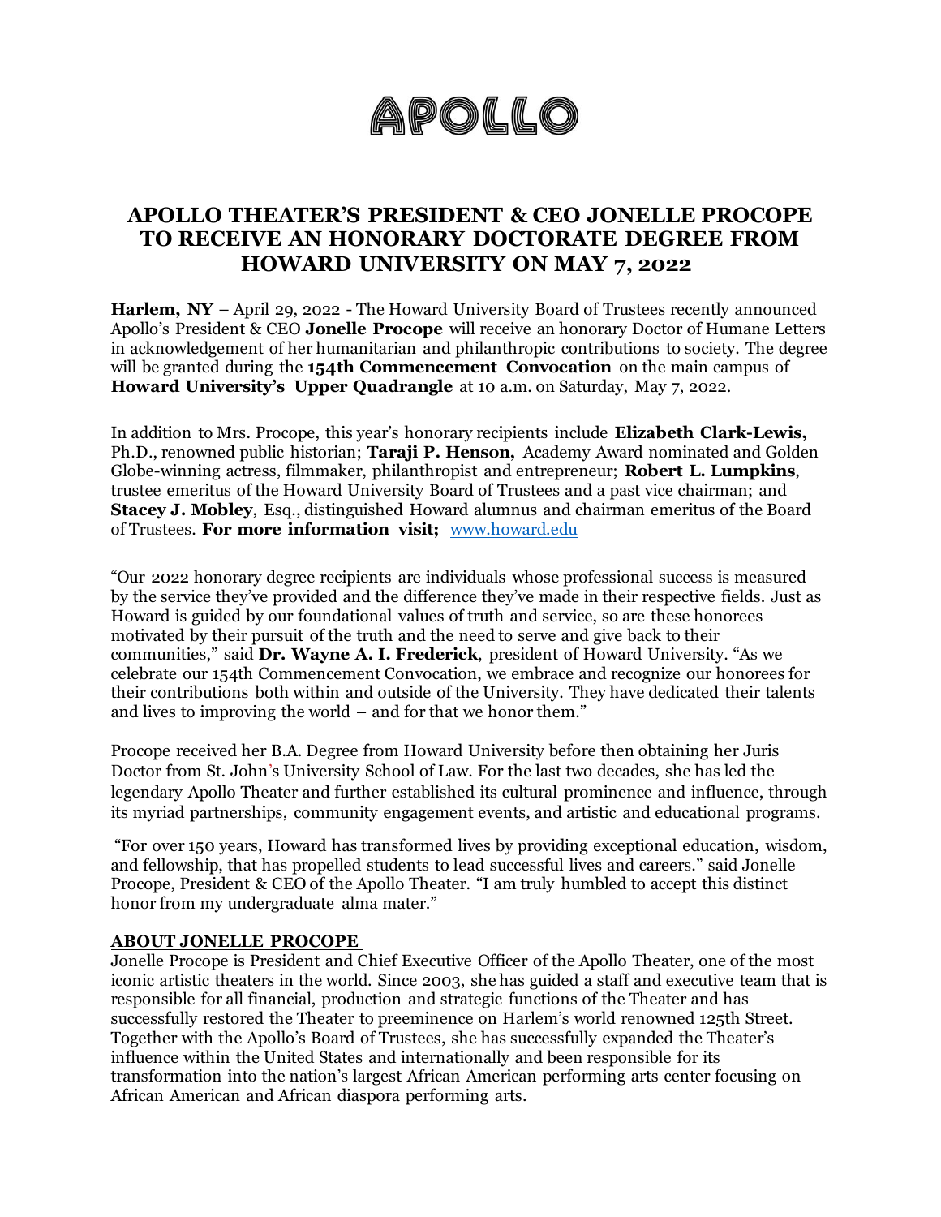# APOLLO

## APOLLO THEATER'S PRESIDENT & CEO JONELLE PROCOPE TO RECEIVE AN HONORARY DOCTORATE DEGREE FROM HOWARD UNIVERSITY ON MAY 7, 2022

**Harlem, NY** – April 29, 2022 - The Howard University Board of Trustees recently announced Apollo's President & CEO **Jonelle Procope** will receive an honorary Doctor of Humane Letters in acknowledgement of her humanitarian and philanthropic contributions to society. The degree will be granted during the **154th Commencement Convocation** on the main campus of **Howard University's Upper Quadrangle** at 10 a.m. on Saturday, May 7, 2022.

In addition to Mrs. Procope, this year's honorary recipients include **Elizabeth Clark-Lewis,** Ph.D., renowned public historian; **Taraji P. Henson,** Academy Award nominated and Golden Globe-winning actress, filmmaker, philanthropist and entrepreneur; **Robert L. Lumpkins**, trustee emeritus of the Howard University Board of Trustees and a past vice chairman; and **Stacey J. Mobley**, Esq., distinguished Howard alumnus and chairman emeritus of the Board of Trustees. **For more information visit;** www.howard.edu

"Our 2022 honorary degree recipients are individuals whose professional success is measured by the service they've provided and the difference they've made in their respective fields. Just as Howard is guided by our foundational values of truth and service, so are these honorees motivated by their pursuit of the truth and the need to serve and give back to their communities," said **Dr. Wayne A. I. Frederick**, president of Howard University. "As we celebrate our 154th Commencement Convocation, we embrace and recognize our honorees for their contributions both within and outside of the University. They have dedicated their talents and lives to improving the world – and for that we honor them."

Procope received her B.A. Degree from Howard University before then obtaining her Juris Doctor from St. John's University School of Law. For the last two decades, she has led the legendary Apollo Theater and further established its cultural prominence and influence, through its myriad partnerships, community engagement events, and artistic and educational programs.

"For over 150 years, Howard has transformed lives by providing exceptional education, wisdom, and fellowship, that has propelled students to lead successful lives and careers." said Jonelle Procope, President & CEO of the Apollo Theater. "I am truly humbled to accept this distinct honor from my undergraduate alma mater."

### ABOUT JONELLE PROCOPE

Jonelle Procope is President and Chief Executive Officer of the Apollo Theater, one of the most iconic artistic theaters in the world. Since 2003, she has guided a staff and executive team that is responsible for all financial, production and strategic functions of the Theater and has successfully restored the Theater to preeminence on Harlem's world renowned 125th Street. Together with the Apollo's Board of Trustees, she has successfully expanded the Theater's influence within the United States and internationally and been responsible for its transformation into the nation's largest African American performing arts center focusing on African American and African diaspora performing arts.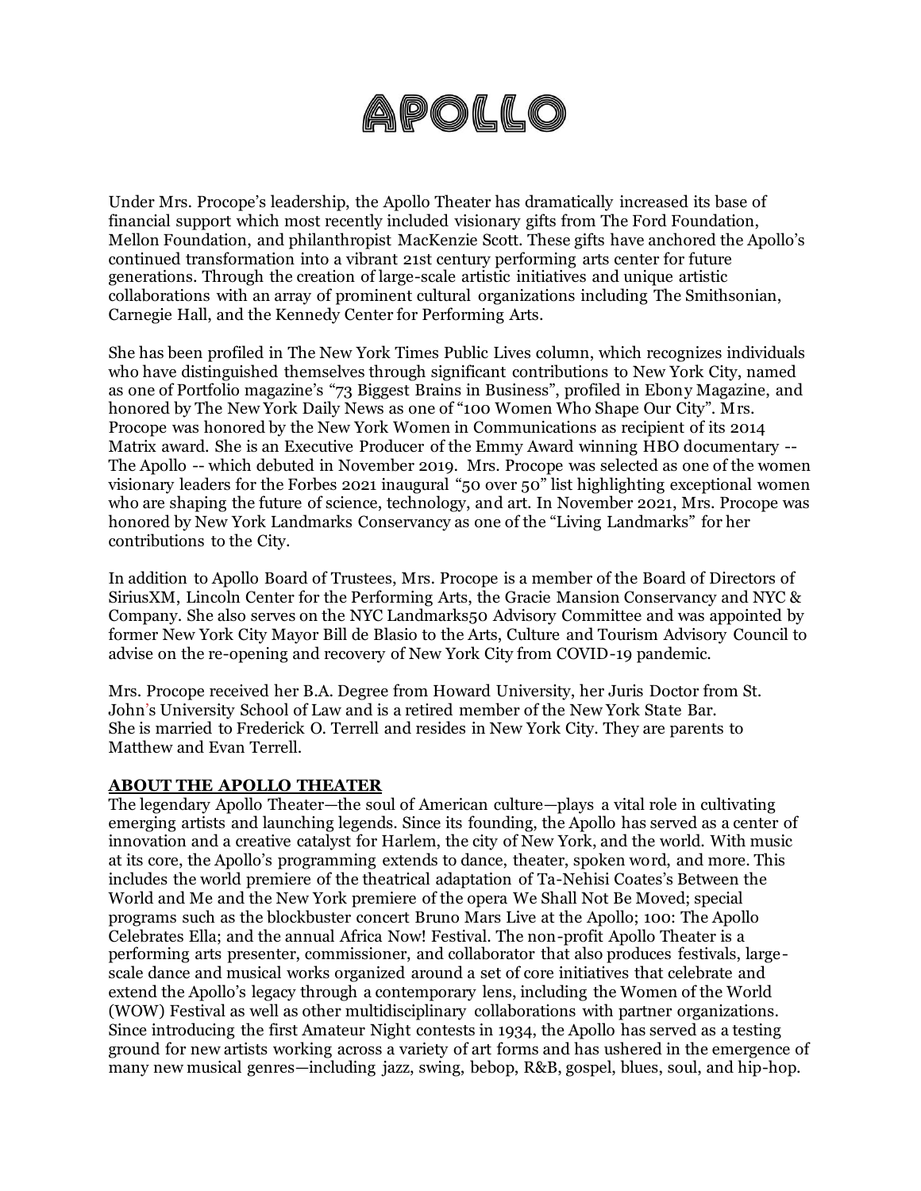Under Mrs. Procope's leadership, the Apollo Theater has dramatically increased its base of financial support which most recently included visionary gifts from The Ford Foundation, Mellon Foundation, and philanthropist MacKenzie Scott. These gifts have anchored the Apollo's continued transformation into a vibrant 21st century performing arts center for future generations. Through the creation of large-scale artistic initiatives and unique artistic collaborations with an array of prominent cultural organizations including The Smithsonian, Carnegie Hall, and the Kennedy Center for Performing Arts.

She has been profiled in The New York Times Public Lives column, which recognizes individuals who have distinguished themselves through significant contributions to New York City, named as one of Portfolio magazine's "73 Biggest Brains in Business", profiled in Ebony Magazine, and honored by The New York Daily News as one of "100 Women Who Shape Our City". Mrs. Procope was honored by the New York Women in Communications as recipient of its 2014 Matrix award. She is an Executive Producer of the Emmy Award winning HBO documentary -- The Apollo -- which debuted in November 2019. Mrs. Procope was selected as one of the women visionary leaders for the Forbes 2021 inaugural "50 over 50" list highlighting exceptional women who are shaping the future of science, technology, and art. In November 2021, Mrs. Procope was honored by New York Landmarks Conservancy as one of the "Living Landmarks" for her contributions to the City.

In addition to Apollo Board of Trustees, Mrs. Procope is a member of the Board of Directors of SiriusXM, Lincoln Center for the Performing Arts, the Gracie Mansion Conservancy and NYC & Company. She also serves on the NYC Landmarks50 Advisory Committee and was appointed by former New York City Mayor Bill de Blasio to the Arts, Culture and Tourism Advisory Council to advise on the re-opening and recovery of New York City from COVID-19 pandemic.

Mrs. Procope received her B.A. Degree from Howard University, her Juris Doctor from St. John's University School of Law and is a retired member of the New York State Bar. She is married to Frederick O. Terrell and resides in New York City. They are parents to Matthew and Evan Terrell.

**ABOUT THE APOLLO THEATER**

The legendary Apollo Theater—the soul of American culture—plays a vital role in cultivating emerging artists and launching legends. Since its founding, the Apollo has served as a center of innovation and a creative catalyst for Harlem, the city of New York, and the world. With music at its core, the Apollo's programming extends to dance, theater, spoken word, and more. This includes the world premiere of the theatrical adaptation of Ta-Nehisi Coates's Between the World and Me and the New York premiere of the opera We Shall Not Be Moved; special programs such as the blockbuster concert Bruno Mars Live at the Apollo; 100: The Apollo Celebrates Ella; and the annual Africa Now! Festival. The non-profit Apollo Theater is a performing arts presenter, commissioner, and collaborator that also produces festivals, large-scale dance and musical works organized around a set of core initiatives that celebrate and extend the Apollo's legacy through a contemporary lens, including the Women of the World (WOW) Festival as well as other multidisciplinary collaborations with partner organizations. Since introducing the first Amateur Night contests in 1934, the Apollo has served as a testing ground for new artists working across a variety of art forms and has ushered in the emergence of many new musical genres—including jazz, swing, bebop, R&B, gospel, blues, soul, and hip-hop.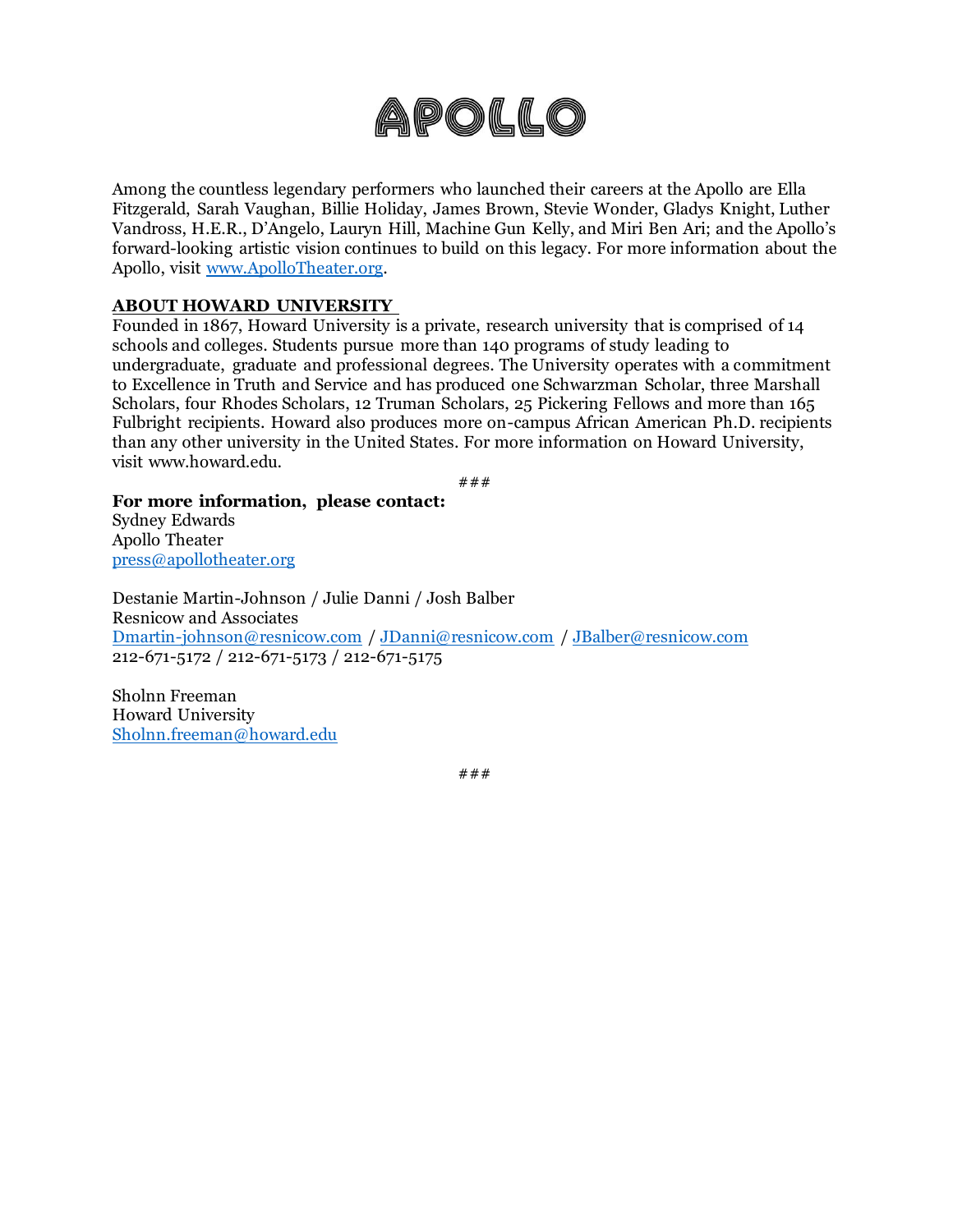APOLLO

Among the countless legendary performers who launched their careers at the Apollo are Ella Fitzgerald, Sarah Vaughan, Billie Holiday, James Brown, Stevie Wonder, Gladys Knight, Luther Vandross, H.E.R., D'Angelo, Lauryn Hill, Machine Gun Kelly, and Miri Ben Ari; and the Apollo's forward-looking artistic vision continues to build on this legacy. For more information about the Apollo, visit [www.ApolloTheater.org](http://www.ApolloTheater.org).

**ABOUT HOWARD UNIVERSITY**

Founded in 1867, Howard University is a private, research university that is comprised of 14 schools and colleges. Students pursue more than 140 programs of study leading to undergraduate, graduate and professional degrees. The University operates with a commitment to Excellence in Truth and Service and has produced one Schwarzman Scholar, three Marshall Scholars, four Rhodes Scholars, 12 Truman Scholars, 25 Pickering Fellows and more than 165 Fulbright recipients. Howard also produces more on-campus African American Ph.D. recipients than any other university in the United States. For more information on Howard University, visit www.howard.edu.

###

**For more information, please contact:**
Sydney Edwards
Apollo Theater
[press@apollotheater.org](mailto:press@apollotheater.org)

Destanie Martin-Johnson / Julie Danni / Josh Balber
Resnicow and Associates
[Dmartin-johnson@resnicow.com](mailto:Dmartin-johnson@resnicow.com) / [JDanni@resnicow.com](mailto:JDanni@resnicow.com) / [JBalber@resnicow.com](mailto:JBalber@resnicow.com)
212-671-5172 / 212-671-5173 / 212-671-5175

Sholnn Freeman
Howard University
[Sholnn.freeman@howard.edu](mailto:Sholnn.freeman@howard.edu)

###